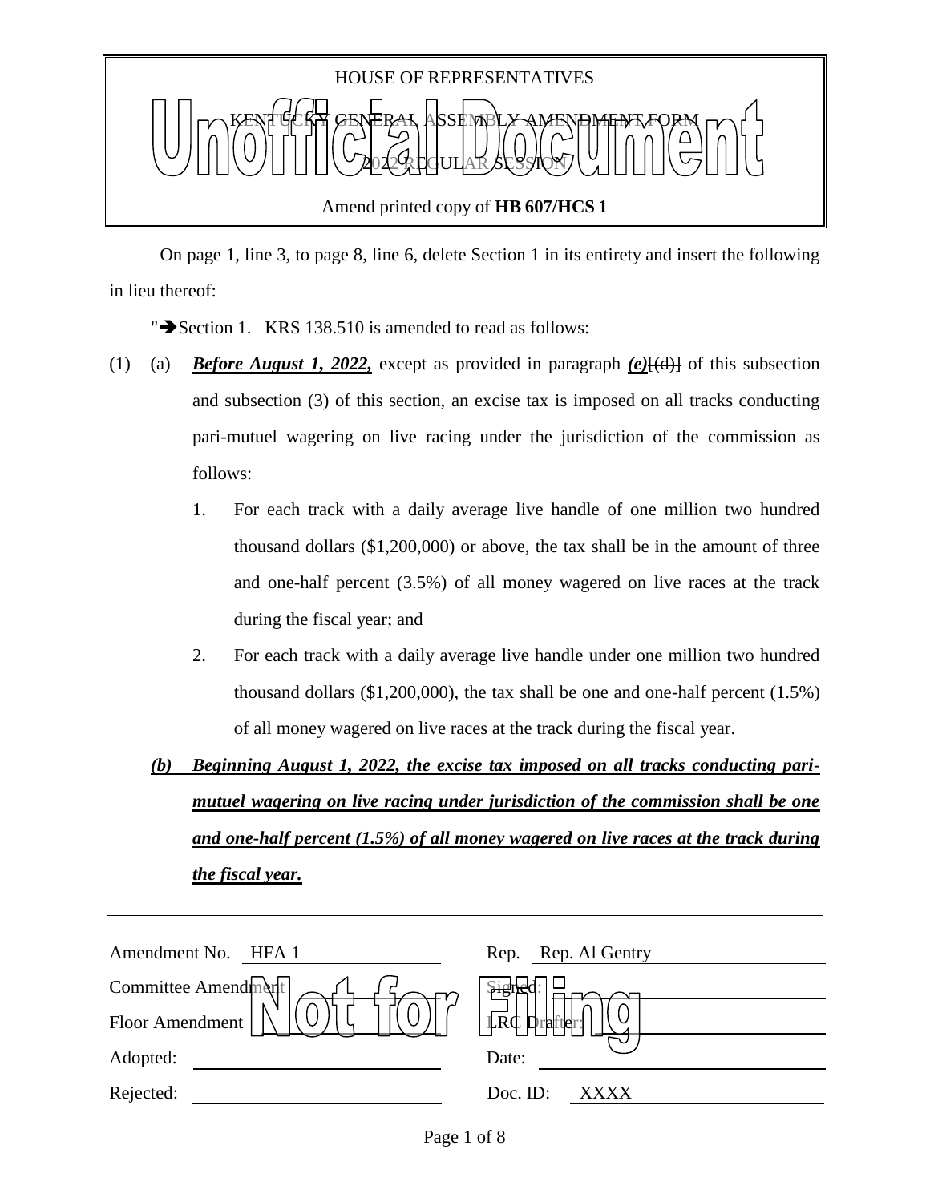HOUSE OF REPRESENTATIVES

KENTUCKY GENERAL ASSEMBLY AMENDMENT FORM

2022 REGULAR SESSION

Amend printed copy of **HB 607/HCS 1**

On page 1, line 3, to page 8, line 6, delete Section 1 in its entirety and insert the following in lieu thereof:

"➔Section 1. KRS 138.510 is amended to read as follows:

(1) (a) ***Before August 1, 2022,*** except as provided in paragraph ***(e)***~~[(d)]~~ of this subsection and subsection (3) of this section, an excise tax is imposed on all tracks conducting pari-mutuel wagering on live racing under the jurisdiction of the commission as follows:

1. For each track with a daily average live handle of one million two hundred thousand dollars ($1,200,000) or above, the tax shall be in the amount of three and one-half percent (3.5%) of all money wagered on live races at the track during the fiscal year; and

2. For each track with a daily average live handle under one million two hundred thousand dollars ($1,200,000), the tax shall be one and one-half percent (1.5%) of all money wagered on live races at the track during the fiscal year.

***(b) Beginning August 1, 2022, the excise tax imposed on all tracks conducting pari-mutuel wagering on live racing under jurisdiction of the commission shall be one and one-half percent (1.5%) of all money wagered on live races at the track during the fiscal year.***

| | | | |
|---|---|---|---|
| Amendment No. | HFA 1 | Rep. | Rep. Al Gentry |
| Committee Amendment | | Signed: | |
| Floor Amendment | | LRC Drafter: | |
| Adopted: | | Date: | |
| Rejected: | | Doc. ID: | XXXX |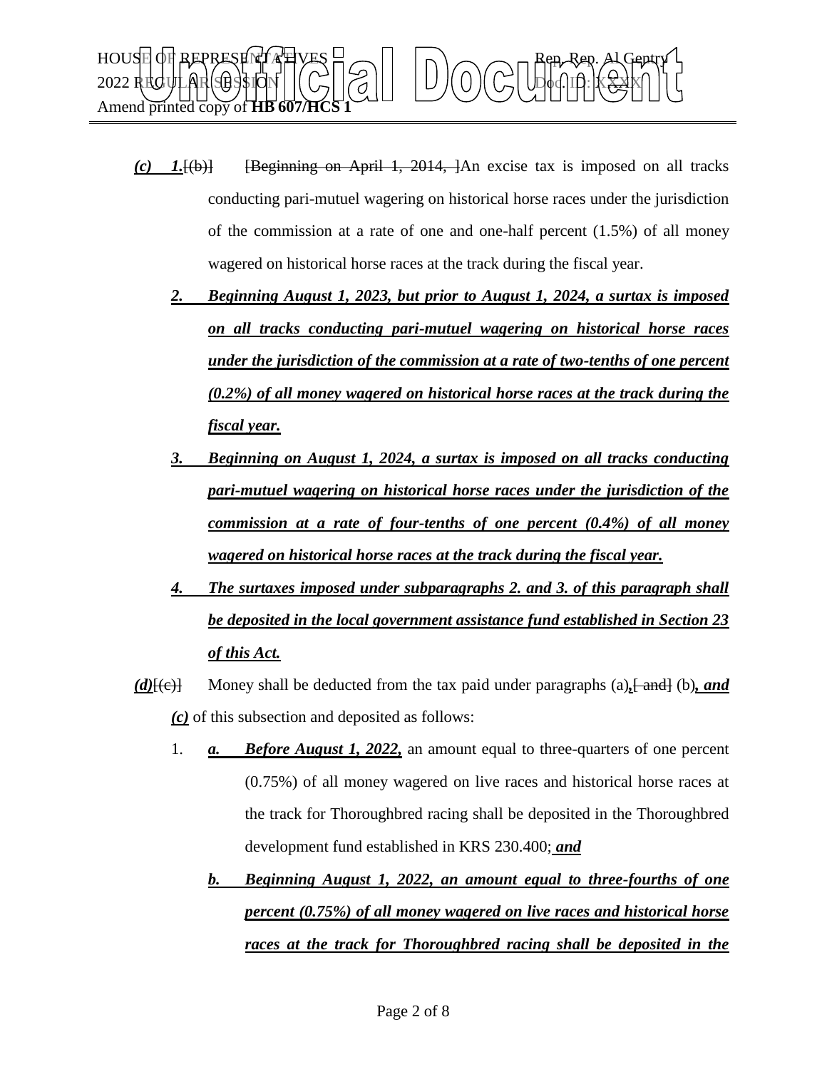*(c)* *1.*[(b)] [Beginning on April 1, 2014, ]An excise tax is imposed on all tracks conducting pari-mutuel wagering on historical horse races under the jurisdiction of the commission at a rate of one and one-half percent (1.5%) of all money wagered on historical horse races at the track during the fiscal year.

*2.* ***Beginning August 1, 2023, but prior to August 1, 2024, a surtax is imposed on all tracks conducting pari-mutuel wagering on historical horse races under the jurisdiction of the commission at a rate of two-tenths of one percent (0.2%) of all money wagered on historical horse races at the track during the fiscal year.***

*3.* ***Beginning on August 1, 2024, a surtax is imposed on all tracks conducting pari-mutuel wagering on historical horse races under the jurisdiction of the commission at a rate of four-tenths of one percent (0.4%) of all money wagered on historical horse races at the track during the fiscal year.***

*4.* ***The surtaxes imposed under subparagraphs 2. and 3. of this paragraph shall be deposited in the local government assistance fund established in Section 23 of this Act.***

*(d)*[(c)] Money shall be deducted from the tax paid under paragraphs (a)*,*[ and] (b)*, and (c)* of this subsection and deposited as follows:

1. *a.* ***Before August 1, 2022,*** an amount equal to three-quarters of one percent (0.75%) of all money wagered on live races and historical horse races at the track for Thoroughbred racing shall be deposited in the Thoroughbred development fund established in KRS 230.400;***and***

   *b.* ***Beginning August 1, 2022, an amount equal to three-fourths of one percent (0.75%) of all money wagered on live races and historical horse races at the track for Thoroughbred racing shall be deposited in the***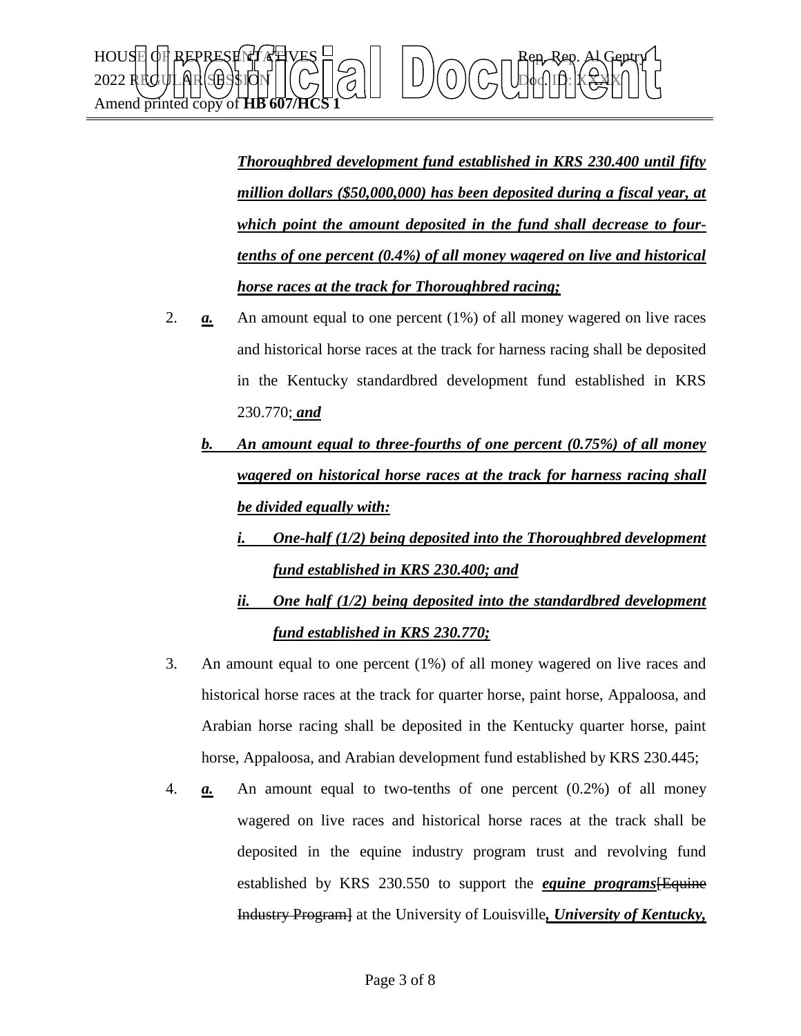***Thoroughbred development fund established in KRS 230.400 until fifty million dollars ($50,000,000) has been deposited during a fiscal year, at which point the amount deposited in the fund shall decrease to four-tenths of one percent (0.4%) of all money wagered on live and historical horse races at the track for Thoroughbred racing;***

2. ***a.*** An amount equal to one percent (1%) of all money wagered on live races and historical horse races at the track for harness racing shall be deposited in the Kentucky standardbred development fund established in KRS 230.770;***and***

   ***b. An amount equal to three-fourths of one percent (0.75%) of all money wagered on historical horse races at the track for harness racing shall be divided equally with:***

   ***i. One-half (1/2) being deposited into the Thoroughbred development fund established in KRS 230.400; and***

   ***ii. One half (1/2) being deposited into the standardbred development fund established in KRS 230.770;***

3. An amount equal to one percent (1%) of all money wagered on live races and historical horse races at the track for quarter horse, paint horse, Appaloosa, and Arabian horse racing shall be deposited in the Kentucky quarter horse, paint horse, Appaloosa, and Arabian development fund established by KRS 230.445;

4. ***a.*** An amount equal to two-tenths of one percent (0.2%) of all money wagered on live races and historical horse races at the track shall be deposited in the equine industry program trust and revolving fund established by KRS 230.550 to support the ***equine programs***~~[Equine Industry Program]~~ at the University of Louisville***, University of Kentucky,***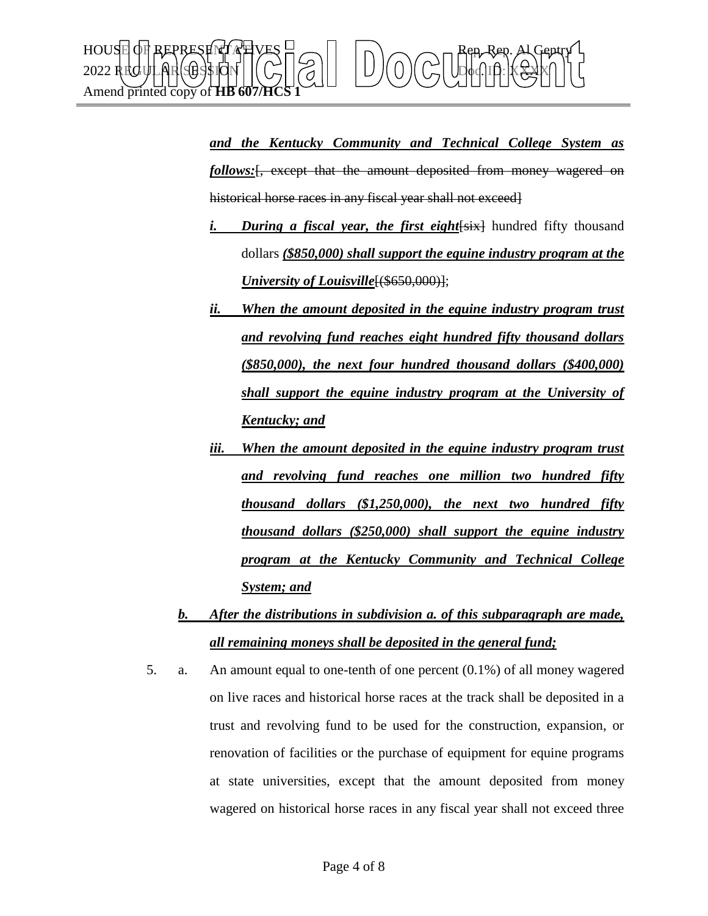***and the Kentucky Community and Technical College System as follows:***[, except that the amount deposited from money wagered on historical horse races in any fiscal year shall not exceed]

***i.*** ***During a fiscal year, the first eight***[six] hundred fifty thousand dollars ***($850,000) shall support the equine industry program at the University of Louisville***[($650,000)];

***ii.*** ***When the amount deposited in the equine industry program trust and revolving fund reaches eight hundred fifty thousand dollars ($850,000), the next four hundred thousand dollars ($400,000) shall support the equine industry program at the University of Kentucky; and***

***iii.*** ***When the amount deposited in the equine industry program trust and revolving fund reaches one million two hundred fifty thousand dollars ($1,250,000), the next two hundred fifty thousand dollars ($250,000) shall support the equine industry program at the Kentucky Community and Technical College System; and***

***b.*** ***After the distributions in subdivision a. of this subparagraph are made, all remaining moneys shall be deposited in the general fund;***

5. a. An amount equal to one-tenth of one percent (0.1%) of all money wagered on live races and historical horse races at the track shall be deposited in a trust and revolving fund to be used for the construction, expansion, or renovation of facilities or the purchase of equipment for equine programs at state universities, except that the amount deposited from money wagered on historical horse races in any fiscal year shall not exceed three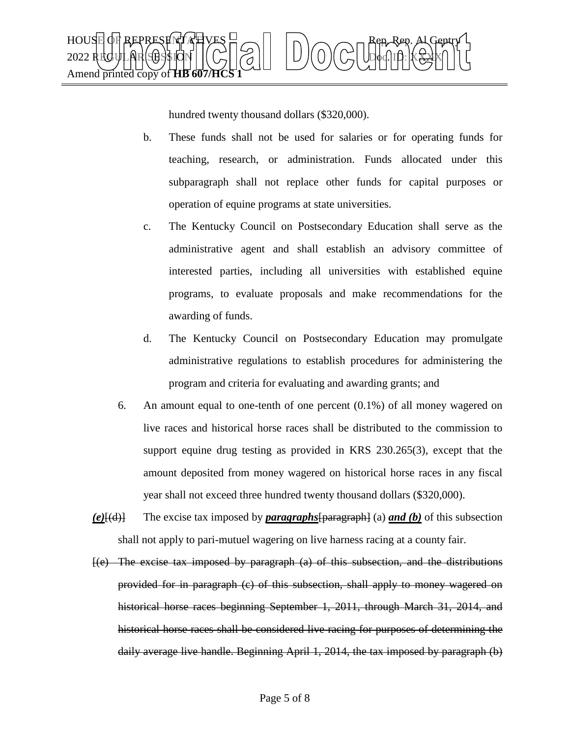hundred twenty thousand dollars ($320,000).

b. These funds shall not be used for salaries or for operating funds for teaching, research, or administration. Funds allocated under this subparagraph shall not replace other funds for capital purposes or operation of equine programs at state universities.

c. The Kentucky Council on Postsecondary Education shall serve as the administrative agent and shall establish an advisory committee of interested parties, including all universities with established equine programs, to evaluate proposals and make recommendations for the awarding of funds.

d. The Kentucky Council on Postsecondary Education may promulgate administrative regulations to establish procedures for administering the program and criteria for evaluating and awarding grants; and

6. An amount equal to one-tenth of one percent (0.1%) of all money wagered on live races and historical horse races shall be distributed to the commission to support equine drug testing as provided in KRS 230.265(3), except that the amount deposited from money wagered on historical horse races in any fiscal year shall not exceed three hundred twenty thousand dollars ($320,000).

***(e)***~~[(d)]~~ The excise tax imposed by ***paragraphs***~~[paragraph]~~ (a) ***and (b)*** of this subsection shall not apply to pari-mutuel wagering on live harness racing at a county fair.

~~[(e) The excise tax imposed by paragraph (a) of this subsection, and the distributions provided for in paragraph (c) of this subsection, shall apply to money wagered on historical horse races beginning September 1, 2011, through March 31, 2014, and historical horse races shall be considered live racing for purposes of determining the daily average live handle. Beginning April 1, 2014, the tax imposed by paragraph (b)~~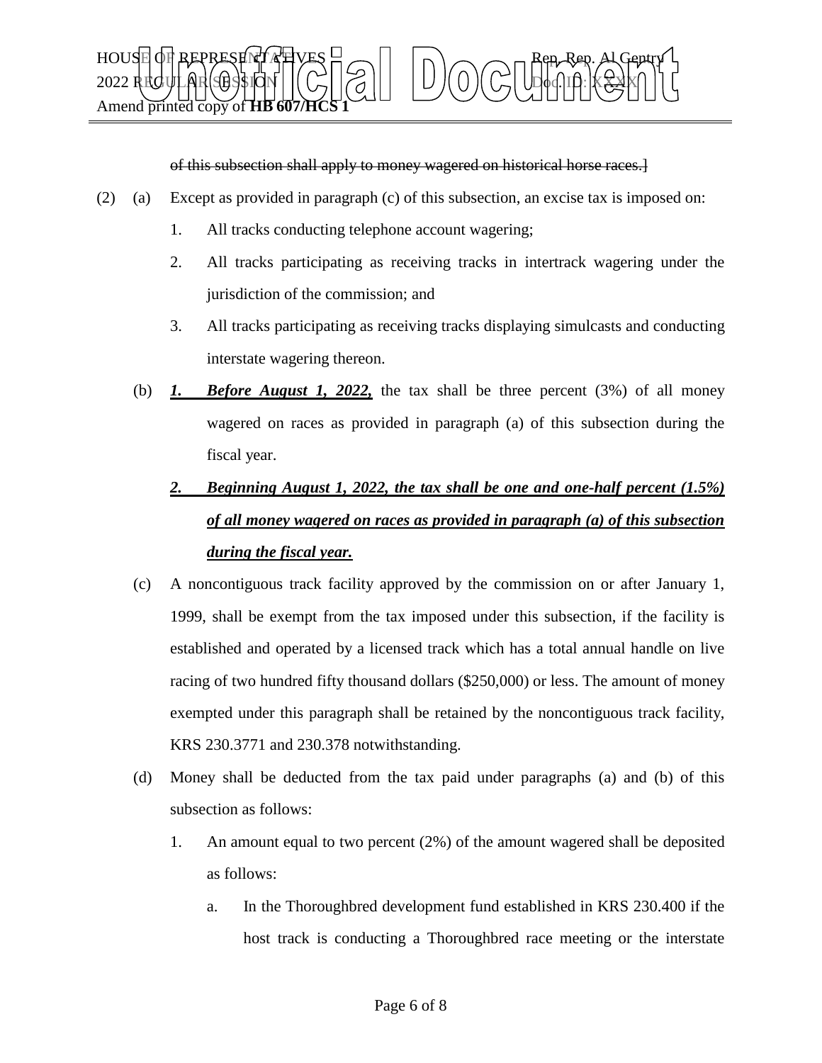~~of this subsection shall apply to money wagered on historical horse races.]~~

(2) (a) Except as provided in paragraph (c) of this subsection, an excise tax is imposed on:

1. All tracks conducting telephone account wagering;

2. All tracks participating as receiving tracks in intertrack wagering under the jurisdiction of the commission; and

3. All tracks participating as receiving tracks displaying simulcasts and conducting interstate wagering thereon.

(b) ***1. Before August 1, 2022,*** the tax shall be three percent (3%) of all money wagered on races as provided in paragraph (a) of this subsection during the fiscal year.

***2. Beginning August 1, 2022, the tax shall be one and one-half percent (1.5%) of all money wagered on races as provided in paragraph (a) of this subsection during the fiscal year.***

(c) A noncontiguous track facility approved by the commission on or after January 1, 1999, shall be exempt from the tax imposed under this subsection, if the facility is established and operated by a licensed track which has a total annual handle on live racing of two hundred fifty thousand dollars ($250,000) or less. The amount of money exempted under this paragraph shall be retained by the noncontiguous track facility, KRS 230.3771 and 230.378 notwithstanding.

(d) Money shall be deducted from the tax paid under paragraphs (a) and (b) of this subsection as follows:

1. An amount equal to two percent (2%) of the amount wagered shall be deposited as follows:

a. In the Thoroughbred development fund established in KRS 230.400 if the host track is conducting a Thoroughbred race meeting or the interstate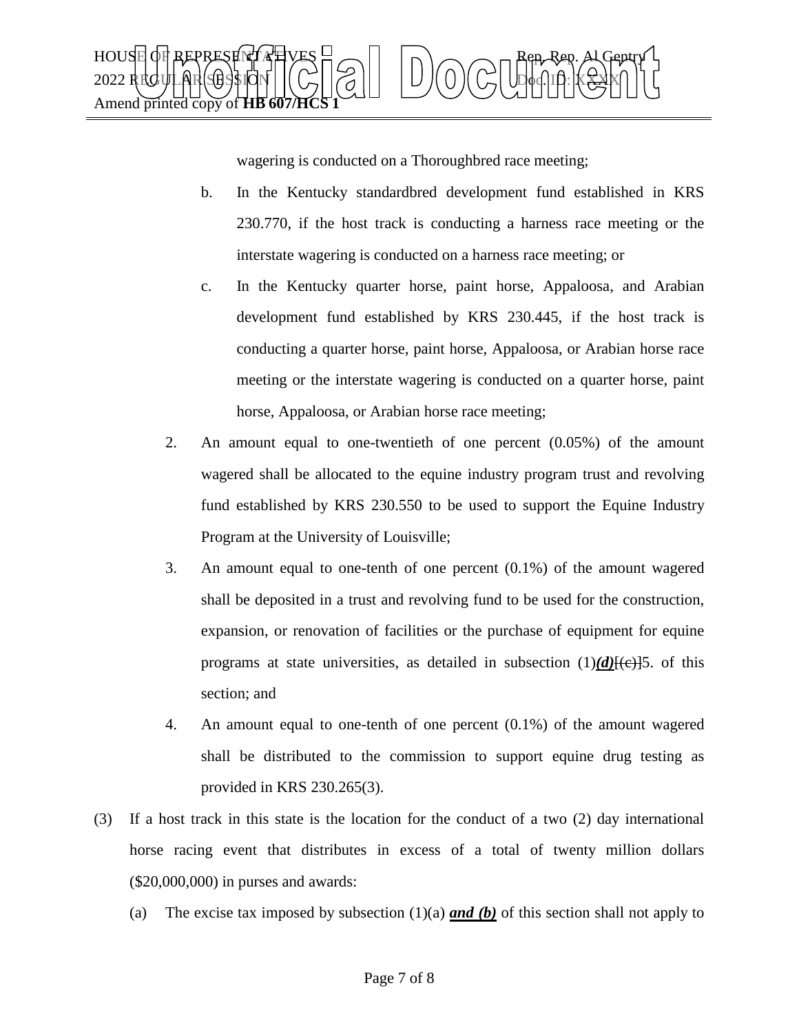wagering is conducted on a Thoroughbred race meeting;

b. In the Kentucky standardbred development fund established in KRS 230.770, if the host track is conducting a harness race meeting or the interstate wagering is conducted on a harness race meeting; or

c. In the Kentucky quarter horse, paint horse, Appaloosa, and Arabian development fund established by KRS 230.445, if the host track is conducting a quarter horse, paint horse, Appaloosa, or Arabian horse race meeting or the interstate wagering is conducted on a quarter horse, paint horse, Appaloosa, or Arabian horse race meeting;

2. An amount equal to one-twentieth of one percent (0.05%) of the amount wagered shall be allocated to the equine industry program trust and revolving fund established by KRS 230.550 to be used to support the Equine Industry Program at the University of Louisville;

3. An amount equal to one-tenth of one percent (0.1%) of the amount wagered shall be deposited in a trust and revolving fund to be used for the construction, expansion, or renovation of facilities or the purchase of equipment for equine programs at state universities, as detailed in subsection (1)***(d)***[~~(c)~~]5. of this section; and

4. An amount equal to one-tenth of one percent (0.1%) of the amount wagered shall be distributed to the commission to support equine drug testing as provided in KRS 230.265(3).

(3) If a host track in this state is the location for the conduct of a two (2) day international horse racing event that distributes in excess of a total of twenty million dollars ($20,000,000) in purses and awards:

(a) The excise tax imposed by subsection (1)(a) ***and (b)*** of this section shall not apply to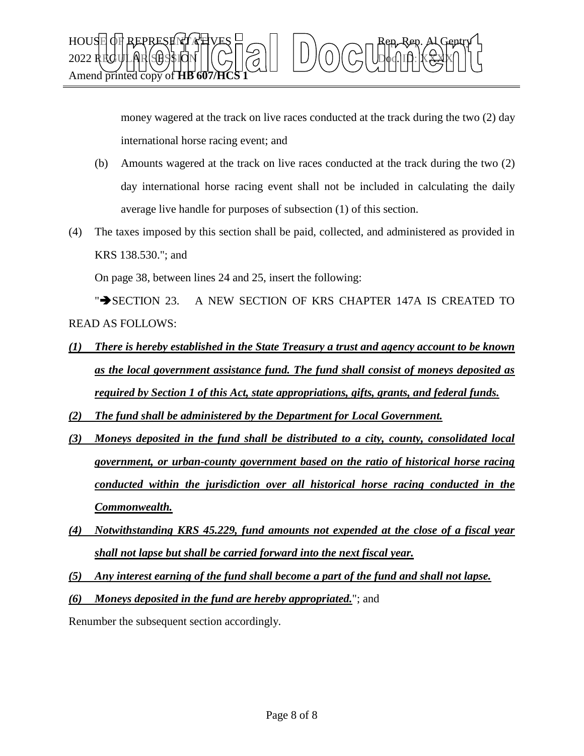money wagered at the track on live races conducted at the track during the two (2) day international horse racing event; and

(b) Amounts wagered at the track on live races conducted at the track during the two (2) day international horse racing event shall not be included in calculating the daily average live handle for purposes of subsection (1) of this section.

(4) The taxes imposed by this section shall be paid, collected, and administered as provided in KRS 138.530."; and

On page 38, between lines 24 and 25, insert the following:

"➔SECTION 23. A NEW SECTION OF KRS CHAPTER 147A IS CREATED TO READ AS FOLLOWS:

***(1) There is hereby established in the State Treasury a trust and agency account to be known as the local government assistance fund. The fund shall consist of moneys deposited as required by Section 1 of this Act, state appropriations, gifts, grants, and federal funds.***

***(2) The fund shall be administered by the Department for Local Government.***

***(3) Moneys deposited in the fund shall be distributed to a city, county, consolidated local government, or urban-county government based on the ratio of historical horse racing conducted within the jurisdiction over all historical horse racing conducted in the Commonwealth.***

***(4) Notwithstanding KRS 45.229, fund amounts not expended at the close of a fiscal year shall not lapse but shall be carried forward into the next fiscal year.***

***(5) Any interest earning of the fund shall become a part of the fund and shall not lapse.***

***(6) Moneys deposited in the fund are hereby appropriated.***"; and

Renumber the subsequent section accordingly.